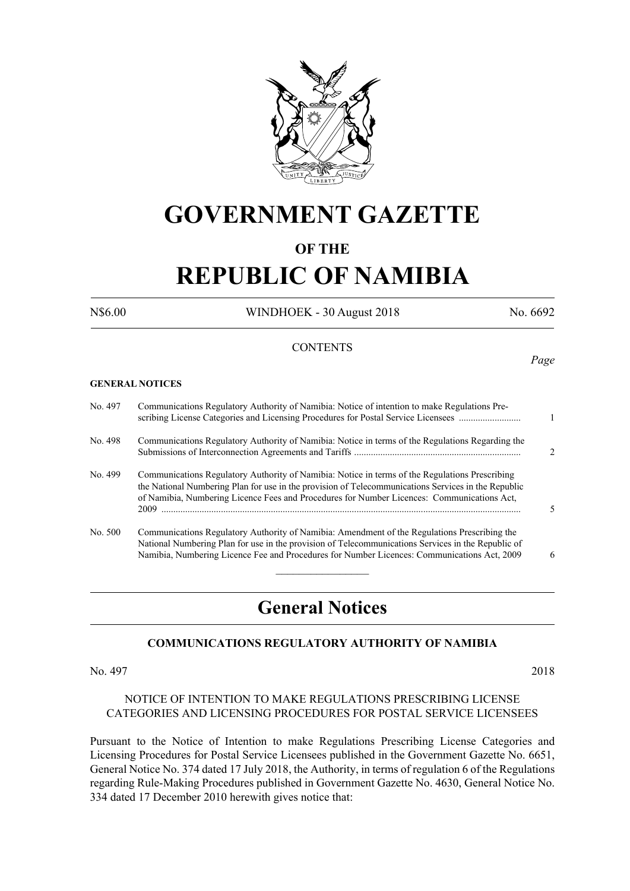# GOVERNMENT GAZETTE

## OF THE

# REPUBLIC OF NAMIBIA

N$6.00 WINDHOEK - 30 August 2018 No. 6692

CONTENTS

*Page*

**GENERAL NOTICES**

| | | |
|---|---|---|
| No. 497 | Communications Regulatory Authority of Namibia: Notice of intention to make Regulations Prescribing License Categories and Licensing Procedures for Postal Service Licensees .......................... | 1 |
| No. 498 | Communications Regulatory Authority of Namibia: Notice in terms of the Regulations Regarding the Submissions of Interconnection Agreements and Tariffs ..................................................................... | 2 |
| No. 499 | Communications Regulatory Authority of Namibia: Notice in terms of the Regulations Prescribing the National Numbering Plan for use in the provision of Telecommunications Services in the Republic of Namibia, Numbering Licence Fees and Procedures for Number Licences: Communications Act, 2009 ..................................................................................................................................... | 5 |
| No. 500 | Communications Regulatory Authority of Namibia: Amendment of the Regulations Prescribing the National Numbering Plan for use in the provision of Telecommunications Services in the Republic of Namibia, Numbering Licence Fee and Procedures for Number Licences: Communications Act, 2009 | 6 |

## General Notices

### COMMUNICATIONS REGULATORY AUTHORITY OF NAMIBIA

No. 497 2018

NOTICE OF INTENTION TO MAKE REGULATIONS PRESCRIBING LICENSE CATEGORIES AND LICENSING PROCEDURES FOR POSTAL SERVICE LICENSEES

Pursuant to the Notice of Intention to make Regulations Prescribing License Categories and Licensing Procedures for Postal Service Licensees published in the Government Gazette No. 6651, General Notice No. 374 dated 17 July 2018, the Authority, in terms of regulation 6 of the Regulations regarding Rule-Making Procedures published in Government Gazette No. 4630, General Notice No. 334 dated 17 December 2010 herewith gives notice that: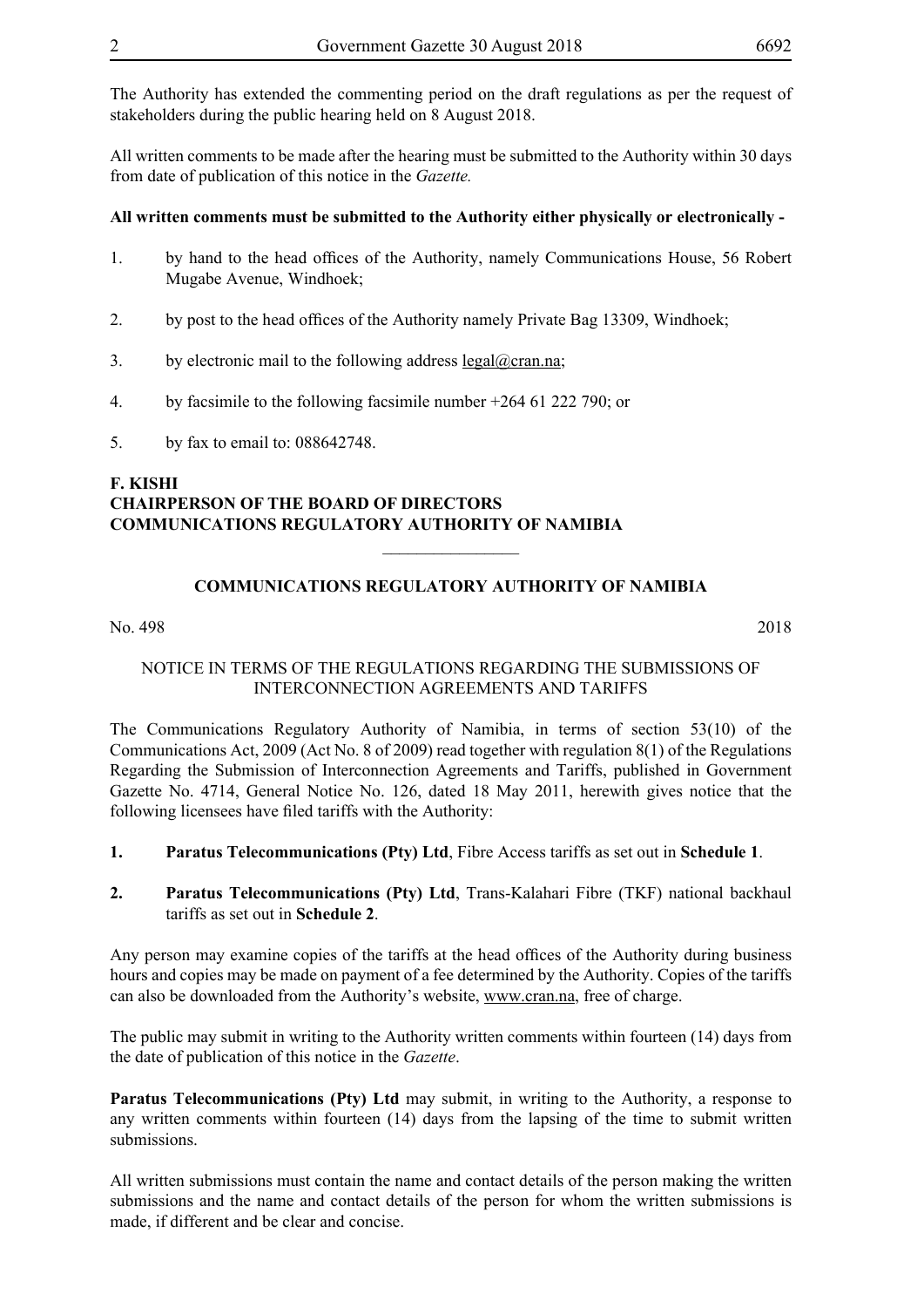The Authority has extended the commenting period on the draft regulations as per the request of stakeholders during the public hearing held on 8 August 2018.

All written comments to be made after the hearing must be submitted to the Authority within 30 days from date of publication of this notice in the *Gazette.*

**All written comments must be submitted to the Authority either physically or electronically -**

1. by hand to the head offices of the Authority, namely Communications House, 56 Robert Mugabe Avenue, Windhoek;

2. by post to the head offices of the Authority namely Private Bag 13309, Windhoek;

3. by electronic mail to the following address legal@cran.na;

4. by facsimile to the following facsimile number +264 61 222 790; or

5. by fax to email to: 088642748.

**F. KISHI**
**CHAIRPERSON OF THE BOARD OF DIRECTORS**
**COMMUNICATIONS REGULATORY AUTHORITY OF NAMIBIA**

---

## COMMUNICATIONS REGULATORY AUTHORITY OF NAMIBIA

No. 498 2018

NOTICE IN TERMS OF THE REGULATIONS REGARDING THE SUBMISSIONS OF INTERCONNECTION AGREEMENTS AND TARIFFS

The Communications Regulatory Authority of Namibia, in terms of section 53(10) of the Communications Act, 2009 (Act No. 8 of 2009) read together with regulation 8(1) of the Regulations Regarding the Submission of Interconnection Agreements and Tariffs, published in Government Gazette No. 4714, General Notice No. 126, dated 18 May 2011, herewith gives notice that the following licensees have filed tariffs with the Authority:

1. **Paratus Telecommunications (Pty) Ltd**, Fibre Access tariffs as set out in **Schedule 1**.

2. **Paratus Telecommunications (Pty) Ltd**, Trans-Kalahari Fibre (TKF) national backhaul tariffs as set out in **Schedule 2**.

Any person may examine copies of the tariffs at the head offices of the Authority during business hours and copies may be made on payment of a fee determined by the Authority. Copies of the tariffs can also be downloaded from the Authority's website, www.cran.na, free of charge.

The public may submit in writing to the Authority written comments within fourteen (14) days from the date of publication of this notice in the *Gazette*.

**Paratus Telecommunications (Pty) Ltd** may submit, in writing to the Authority, a response to any written comments within fourteen (14) days from the lapsing of the time to submit written submissions.

All written submissions must contain the name and contact details of the person making the written submissions and the name and contact details of the person for whom the written submissions is made, if different and be clear and concise.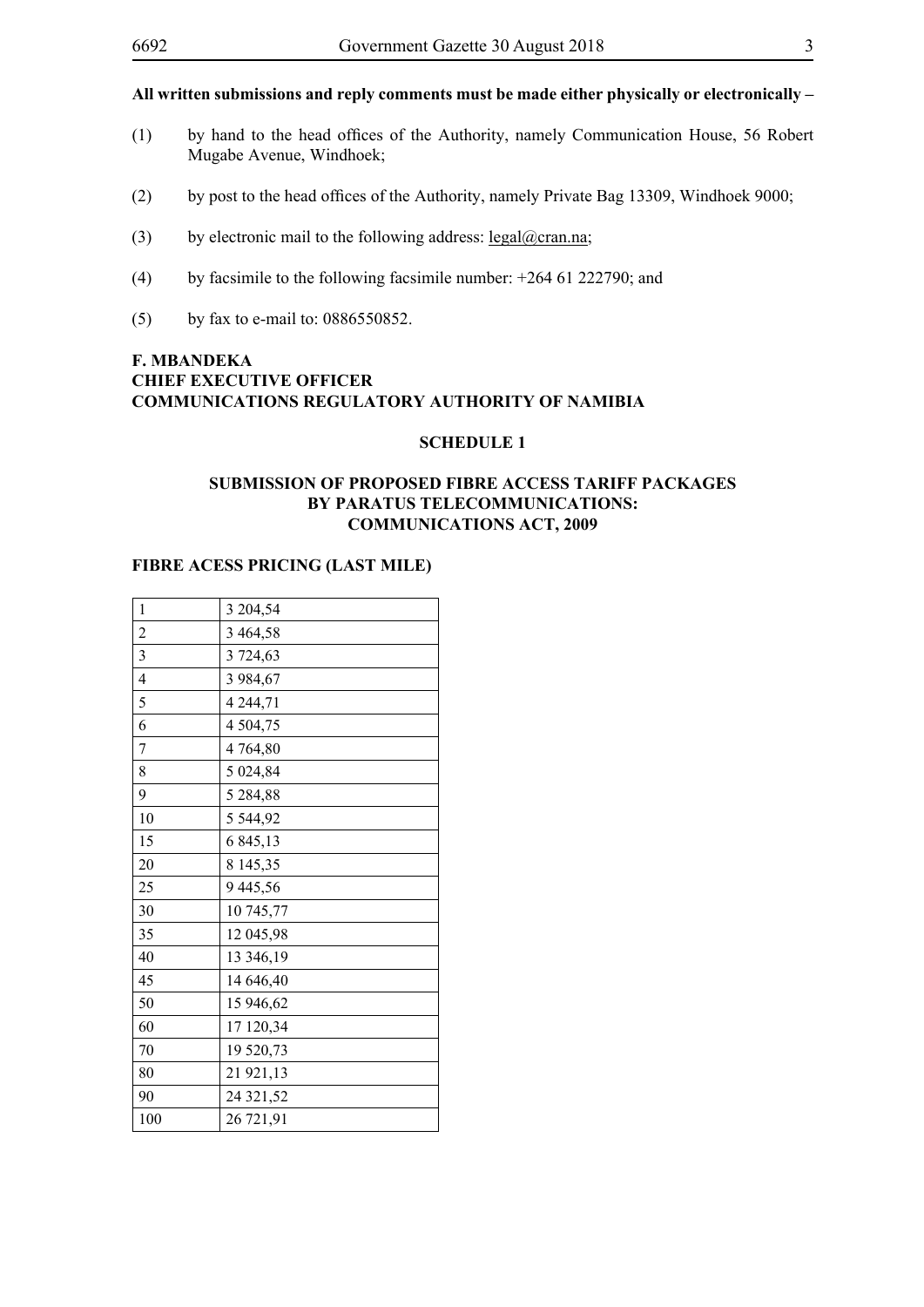**All written submissions and reply comments must be made either physically or electronically –**

(1) by hand to the head offices of the Authority, namely Communication House, 56 Robert Mugabe Avenue, Windhoek;

(2) by post to the head offices of the Authority, namely Private Bag 13309, Windhoek 9000;

(3) by electronic mail to the following address: legal@cran.na;

(4) by facsimile to the following facsimile number: +264 61 222790; and

(5) by fax to e-mail to: 0886550852.

**F. MBANDEKA**
**CHIEF EXECUTIVE OFFICER**
**COMMUNICATIONS REGULATORY AUTHORITY OF NAMIBIA**

## SCHEDULE 1

## SUBMISSION OF PROPOSED FIBRE ACCESS TARIFF PACKAGES BY PARATUS TELECOMMUNICATIONS: COMMUNICATIONS ACT, 2009

### FIBRE ACESS PRICING (LAST MILE)

| | |
|---|---|
| 1 | 3 204,54 |
| 2 | 3 464,58 |
| 3 | 3 724,63 |
| 4 | 3 984,67 |
| 5 | 4 244,71 |
| 6 | 4 504,75 |
| 7 | 4 764,80 |
| 8 | 5 024,84 |
| 9 | 5 284,88 |
| 10 | 5 544,92 |
| 15 | 6 845,13 |
| 20 | 8 145,35 |
| 25 | 9 445,56 |
| 30 | 10 745,77 |
| 35 | 12 045,98 |
| 40 | 13 346,19 |
| 45 | 14 646,40 |
| 50 | 15 946,62 |
| 60 | 17 120,34 |
| 70 | 19 520,73 |
| 80 | 21 921,13 |
| 90 | 24 321,52 |
| 100 | 26 721,91 |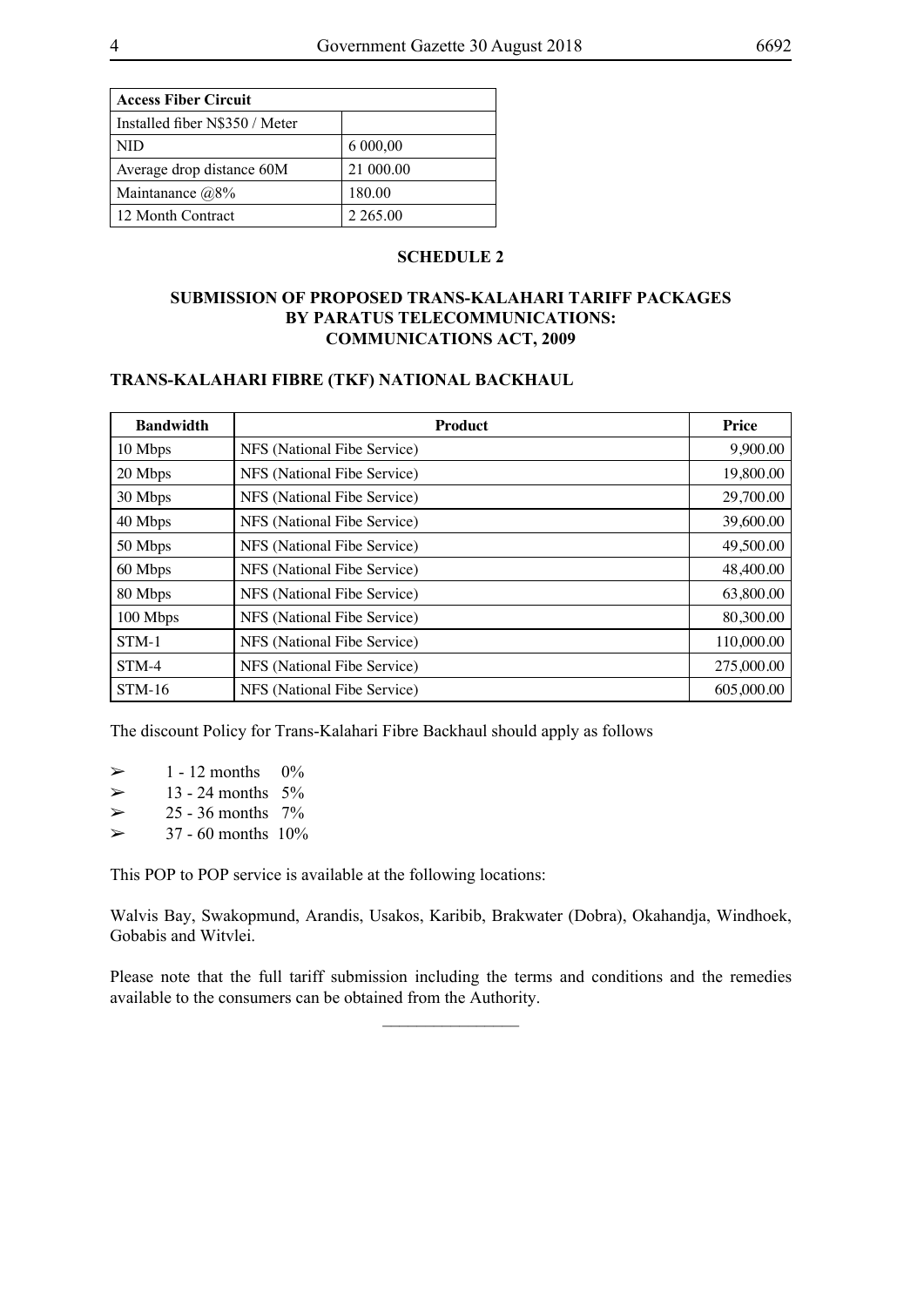| Access Fiber Circuit | |
|---|---|
| Installed fiber N$350 / Meter | |
| NID | 6 000,00 |
| Average drop distance 60M | 21 000.00 |
| Maintanance @8% | 180.00 |
| 12 Month Contract | 2 265.00 |

## SCHEDULE 2

## SUBMISSION OF PROPOSED TRANS-KALAHARI TARIFF PACKAGES BY PARATUS TELECOMMUNICATIONS: COMMUNICATIONS ACT, 2009

### TRANS-KALAHARI FIBRE (TKF) NATIONAL BACKHAUL

| Bandwidth | Product | Price |
|---|---|---|
| 10 Mbps | NFS (National Fibe Service) | 9,900.00 |
| 20 Mbps | NFS (National Fibe Service) | 19,800.00 |
| 30 Mbps | NFS (National Fibe Service) | 29,700.00 |
| 40 Mbps | NFS (National Fibe Service) | 39,600.00 |
| 50 Mbps | NFS (National Fibe Service) | 49,500.00 |
| 60 Mbps | NFS (National Fibe Service) | 48,400.00 |
| 80 Mbps | NFS (National Fibe Service) | 63,800.00 |
| 100 Mbps | NFS (National Fibe Service) | 80,300.00 |
| STM-1 | NFS (National Fibe Service) | 110,000.00 |
| STM-4 | NFS (National Fibe Service) | 275,000.00 |
| STM-16 | NFS (National Fibe Service) | 605,000.00 |

The discount Policy for Trans-Kalahari Fibre Backhaul should apply as follows

- 1 - 12 months 0%
- 13 - 24 months 5%
- 25 - 36 months 7%
- 37 - 60 months 10%

This POP to POP service is available at the following locations:

Walvis Bay, Swakopmund, Arandis, Usakos, Karibib, Brakwater (Dobra), Okahandja, Windhoek, Gobabis and Witvlei.

Please note that the full tariff submission including the terms and conditions and the remedies available to the consumers can be obtained from the Authority.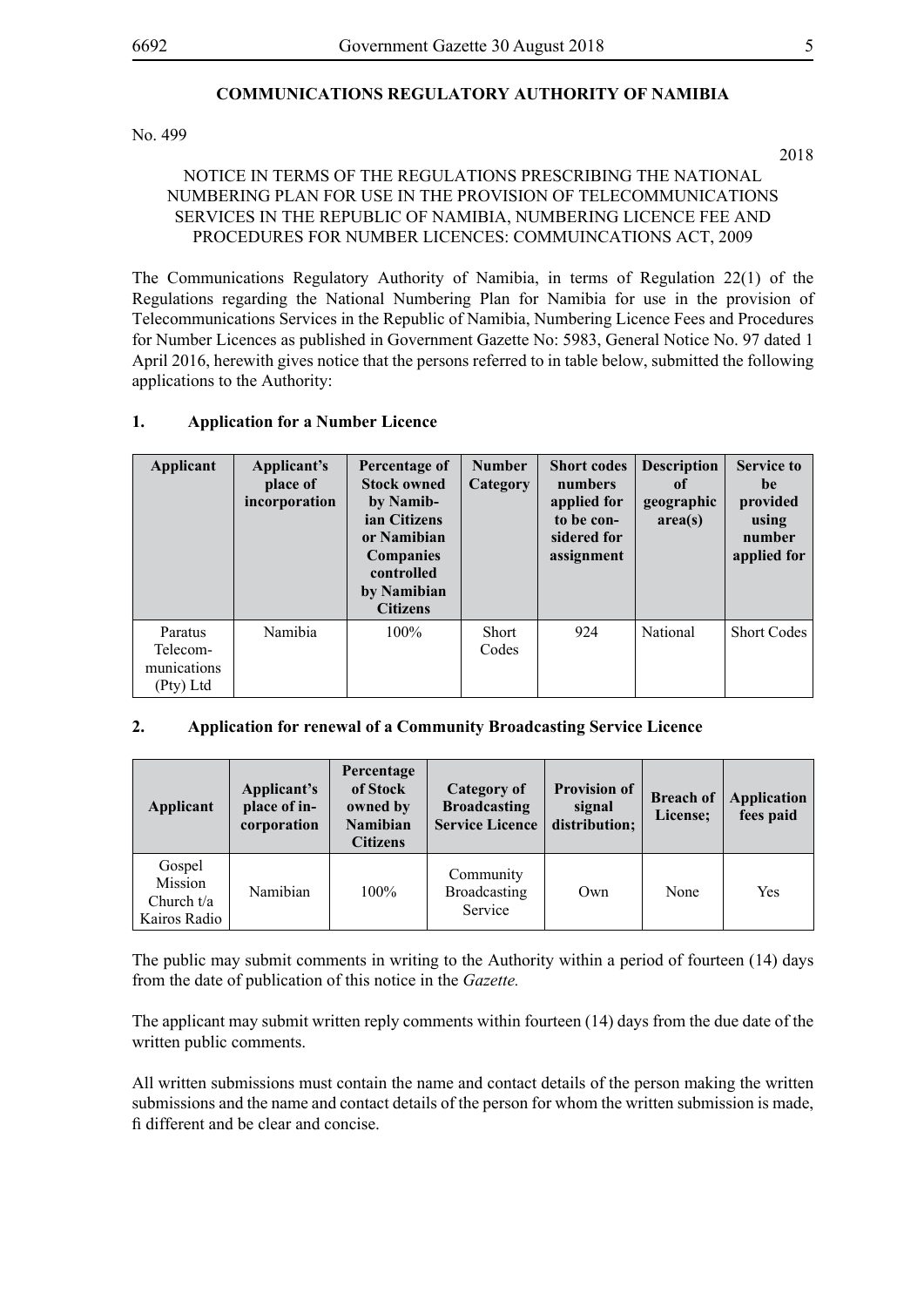## COMMUNICATIONS REGULATORY AUTHORITY OF NAMIBIA

No. 499

2018

NOTICE IN TERMS OF THE REGULATIONS PRESCRIBING THE NATIONAL NUMBERING PLAN FOR USE IN THE PROVISION OF TELECOMMUNICATIONS SERVICES IN THE REPUBLIC OF NAMIBIA, NUMBERING LICENCE FEE AND PROCEDURES FOR NUMBER LICENCES: COMMUINCATIONS ACT, 2009

The Communications Regulatory Authority of Namibia, in terms of Regulation 22(1) of the Regulations regarding the National Numbering Plan for Namibia for use in the provision of Telecommunications Services in the Republic of Namibia, Numbering Licence Fees and Procedures for Number Licences as published in Government Gazette No: 5983, General Notice No. 97 dated 1 April 2016, herewith gives notice that the persons referred to in table below, submitted the following applications to the Authority:

### 1. Application for a Number Licence

| Applicant | Applicant's place of incorporation | Percentage of Stock owned by Namibian Citizens or Namibian Companies controlled by Namibian Citizens | Number Category | Short codes numbers applied for to be considered for assignment | Description of geographic area(s) | Service to be provided using number applied for |
|---|---|---|---|---|---|---|
| Paratus Telecommunications (Pty) Ltd | Namibia | 100% | Short Codes | 924 | National | Short Codes |

### 2. Application for renewal of a Community Broadcasting Service Licence

| Applicant | Applicant's place of incorporation | Percentage of Stock owned by Namibian Citizens | Category of Broadcasting Service Licence | Provision of signal distribution; | Breach of License; | Application fees paid |
|---|---|---|---|---|---|---|
| Gospel Mission Church t/a Kairos Radio | Namibian | 100% | Community Broadcasting Service | Own | None | Yes |

The public may submit comments in writing to the Authority within a period of fourteen (14) days from the date of publication of this notice in the *Gazette.*

The applicant may submit written reply comments within fourteen (14) days from the due date of the written public comments.

All written submissions must contain the name and contact details of the person making the written submissions and the name and contact details of the person for whom the written submission is made, fi different and be clear and concise.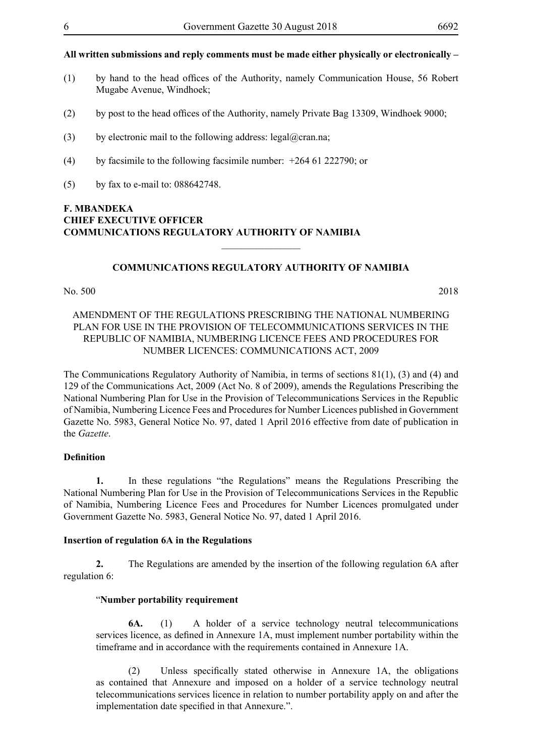**All written submissions and reply comments must be made either physically or electronically –**

(1) by hand to the head offices of the Authority, namely Communication House, 56 Robert Mugabe Avenue, Windhoek;

(2) by post to the head offices of the Authority, namely Private Bag 13309, Windhoek 9000;

(3) by electronic mail to the following address: legal@cran.na;

(4) by facsimile to the following facsimile number: +264 61 222790; or

(5) by fax to e-mail to: 088642748.

**F. MBANDEKA**
**CHIEF EXECUTIVE OFFICER**
**COMMUNICATIONS REGULATORY AUTHORITY OF NAMIBIA**

---

**COMMUNICATIONS REGULATORY AUTHORITY OF NAMIBIA**

No. 500 2018

AMENDMENT OF THE REGULATIONS PRESCRIBING THE NATIONAL NUMBERING PLAN FOR USE IN THE PROVISION OF TELECOMMUNICATIONS SERVICES IN THE REPUBLIC OF NAMIBIA, NUMBERING LICENCE FEES AND PROCEDURES FOR NUMBER LICENCES: COMMUNICATIONS ACT, 2009

The Communications Regulatory Authority of Namibia, in terms of sections 81(1), (3) and (4) and 129 of the Communications Act, 2009 (Act No. 8 of 2009), amends the Regulations Prescribing the National Numbering Plan for Use in the Provision of Telecommunications Services in the Republic of Namibia, Numbering Licence Fees and Procedures for Number Licences published in Government Gazette No. 5983, General Notice No. 97, dated 1 April 2016 effective from date of publication in the *Gazette*.

**Definition**

**1.** In these regulations "the Regulations" means the Regulations Prescribing the National Numbering Plan for Use in the Provision of Telecommunications Services in the Republic of Namibia, Numbering Licence Fees and Procedures for Number Licences promulgated under Government Gazette No. 5983, General Notice No. 97, dated 1 April 2016.

**Insertion of regulation 6A in the Regulations**

**2.** The Regulations are amended by the insertion of the following regulation 6A after regulation 6:

"**Number portability requirement**

**6A.** (1) A holder of a service technology neutral telecommunications services licence, as defined in Annexure 1A, must implement number portability within the timeframe and in accordance with the requirements contained in Annexure 1A.

(2) Unless specifically stated otherwise in Annexure 1A, the obligations as contained that Annexure and imposed on a holder of a service technology neutral telecommunications services licence in relation to number portability apply on and after the implementation date specified in that Annexure.".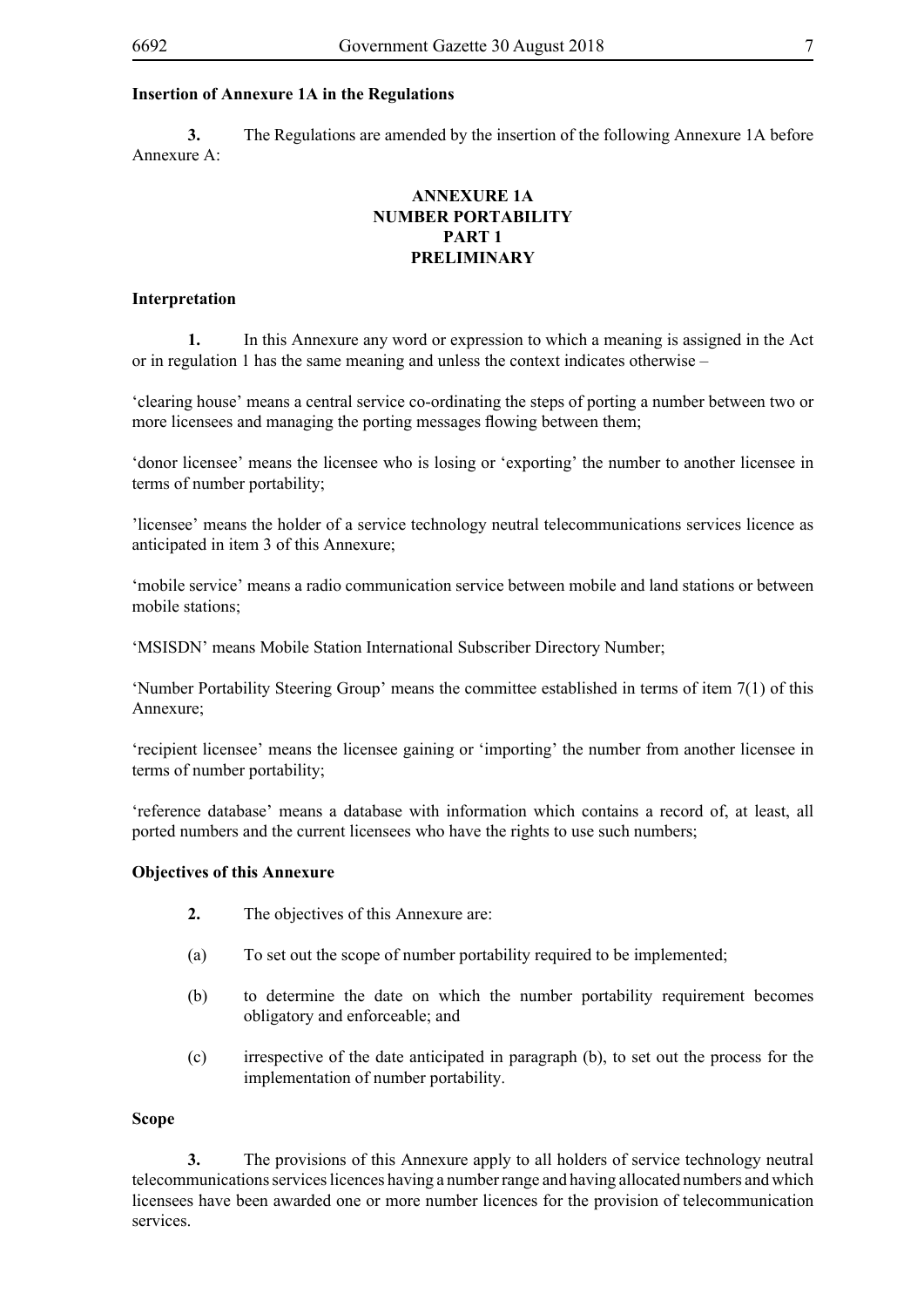**Insertion of Annexure 1A in the Regulations**

**3.** The Regulations are amended by the insertion of the following Annexure 1A before Annexure A:

**ANNEXURE 1A**
**NUMBER PORTABILITY**
**PART 1**
**PRELIMINARY**

**Interpretation**

**1.** In this Annexure any word or expression to which a meaning is assigned in the Act or in regulation 1 has the same meaning and unless the context indicates otherwise –

'clearing house' means a central service co-ordinating the steps of porting a number between two or more licensees and managing the porting messages flowing between them;

'donor licensee' means the licensee who is losing or 'exporting' the number to another licensee in terms of number portability;

'licensee' means the holder of a service technology neutral telecommunications services licence as anticipated in item 3 of this Annexure;

'mobile service' means a radio communication service between mobile and land stations or between mobile stations;

'MSISDN' means Mobile Station International Subscriber Directory Number;

'Number Portability Steering Group' means the committee established in terms of item 7(1) of this Annexure;

'recipient licensee' means the licensee gaining or 'importing' the number from another licensee in terms of number portability;

'reference database' means a database with information which contains a record of, at least, all ported numbers and the current licensees who have the rights to use such numbers;

**Objectives of this Annexure**

**2.** The objectives of this Annexure are:

(a) To set out the scope of number portability required to be implemented;

(b) to determine the date on which the number portability requirement becomes obligatory and enforceable; and

(c) irrespective of the date anticipated in paragraph (b), to set out the process for the implementation of number portability.

**Scope**

**3.** The provisions of this Annexure apply to all holders of service technology neutral telecommunications services licences having a number range and having allocated numbers and which licensees have been awarded one or more number licences for the provision of telecommunication services.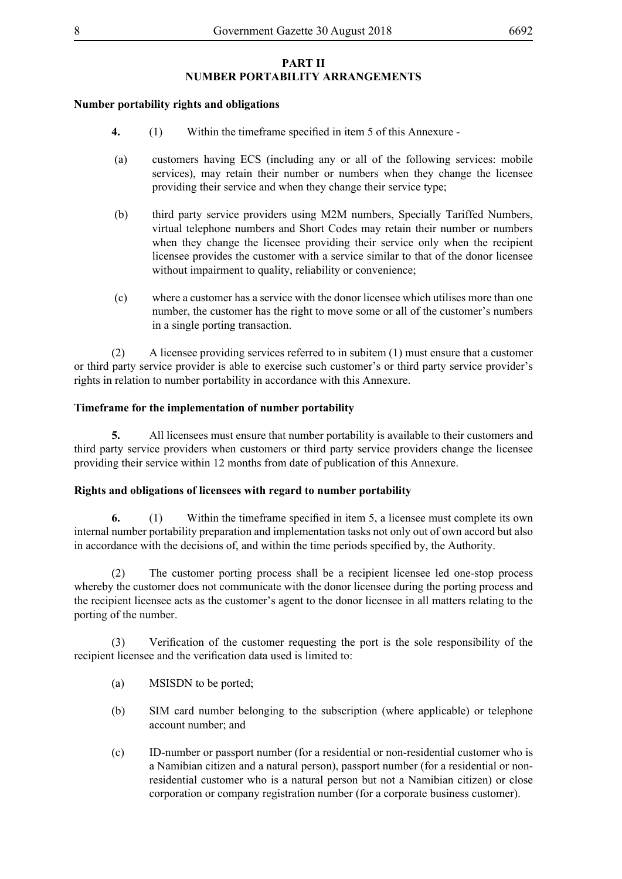## PART II
## NUMBER PORTABILITY ARRANGEMENTS

**Number portability rights and obligations**

**4.** (1) Within the timeframe specified in item 5 of this Annexure -

(a) customers having ECS (including any or all of the following services: mobile services), may retain their number or numbers when they change the licensee providing their service and when they change their service type;

(b) third party service providers using M2M numbers, Specially Tariffed Numbers, virtual telephone numbers and Short Codes may retain their number or numbers when they change the licensee providing their service only when the recipient licensee provides the customer with a service similar to that of the donor licensee without impairment to quality, reliability or convenience;

(c) where a customer has a service with the donor licensee which utilises more than one number, the customer has the right to move some or all of the customer's numbers in a single porting transaction.

(2) A licensee providing services referred to in subitem (1) must ensure that a customer or third party service provider is able to exercise such customer's or third party service provider's rights in relation to number portability in accordance with this Annexure.

**Timeframe for the implementation of number portability**

**5.** All licensees must ensure that number portability is available to their customers and third party service providers when customers or third party service providers change the licensee providing their service within 12 months from date of publication of this Annexure.

**Rights and obligations of licensees with regard to number portability**

**6.** (1) Within the timeframe specified in item 5, a licensee must complete its own internal number portability preparation and implementation tasks not only out of own accord but also in accordance with the decisions of, and within the time periods specified by, the Authority.

(2) The customer porting process shall be a recipient licensee led one-stop process whereby the customer does not communicate with the donor licensee during the porting process and the recipient licensee acts as the customer's agent to the donor licensee in all matters relating to the porting of the number.

(3) Verification of the customer requesting the port is the sole responsibility of the recipient licensee and the verification data used is limited to:

(a) MSISDN to be ported;

(b) SIM card number belonging to the subscription (where applicable) or telephone account number; and

(c) ID-number or passport number (for a residential or non-residential customer who is a Namibian citizen and a natural person), passport number (for a residential or non-residential customer who is a natural person but not a Namibian citizen) or close corporation or company registration number (for a corporate business customer).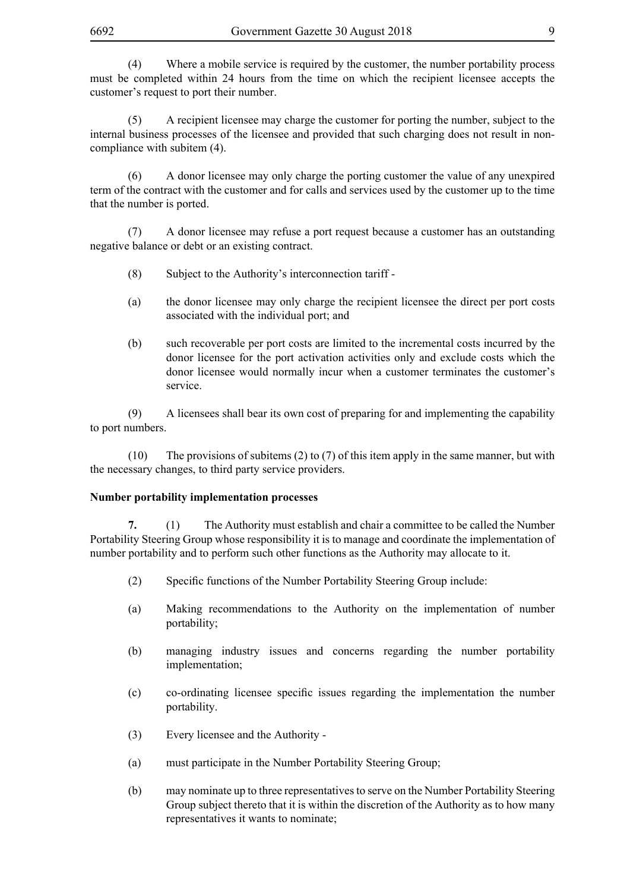(4) Where a mobile service is required by the customer, the number portability process must be completed within 24 hours from the time on which the recipient licensee accepts the customer's request to port their number.

(5) A recipient licensee may charge the customer for porting the number, subject to the internal business processes of the licensee and provided that such charging does not result in non-compliance with subitem (4).

(6) A donor licensee may only charge the porting customer the value of any unexpired term of the contract with the customer and for calls and services used by the customer up to the time that the number is ported.

(7) A donor licensee may refuse a port request because a customer has an outstanding negative balance or debt or an existing contract.

(8) Subject to the Authority's interconnection tariff -

(a) the donor licensee may only charge the recipient licensee the direct per port costs associated with the individual port; and

(b) such recoverable per port costs are limited to the incremental costs incurred by the donor licensee for the port activation activities only and exclude costs which the donor licensee would normally incur when a customer terminates the customer's service.

(9) A licensees shall bear its own cost of preparing for and implementing the capability to port numbers.

(10) The provisions of subitems (2) to (7) of this item apply in the same manner, but with the necessary changes, to third party service providers.

**Number portability implementation processes**

**7.** (1) The Authority must establish and chair a committee to be called the Number Portability Steering Group whose responsibility it is to manage and coordinate the implementation of number portability and to perform such other functions as the Authority may allocate to it.

(2) Specific functions of the Number Portability Steering Group include:

(a) Making recommendations to the Authority on the implementation of number portability;

(b) managing industry issues and concerns regarding the number portability implementation;

(c) co-ordinating licensee specific issues regarding the implementation the number portability.

(3) Every licensee and the Authority -

(a) must participate in the Number Portability Steering Group;

(b) may nominate up to three representatives to serve on the Number Portability Steering Group subject thereto that it is within the discretion of the Authority as to how many representatives it wants to nominate;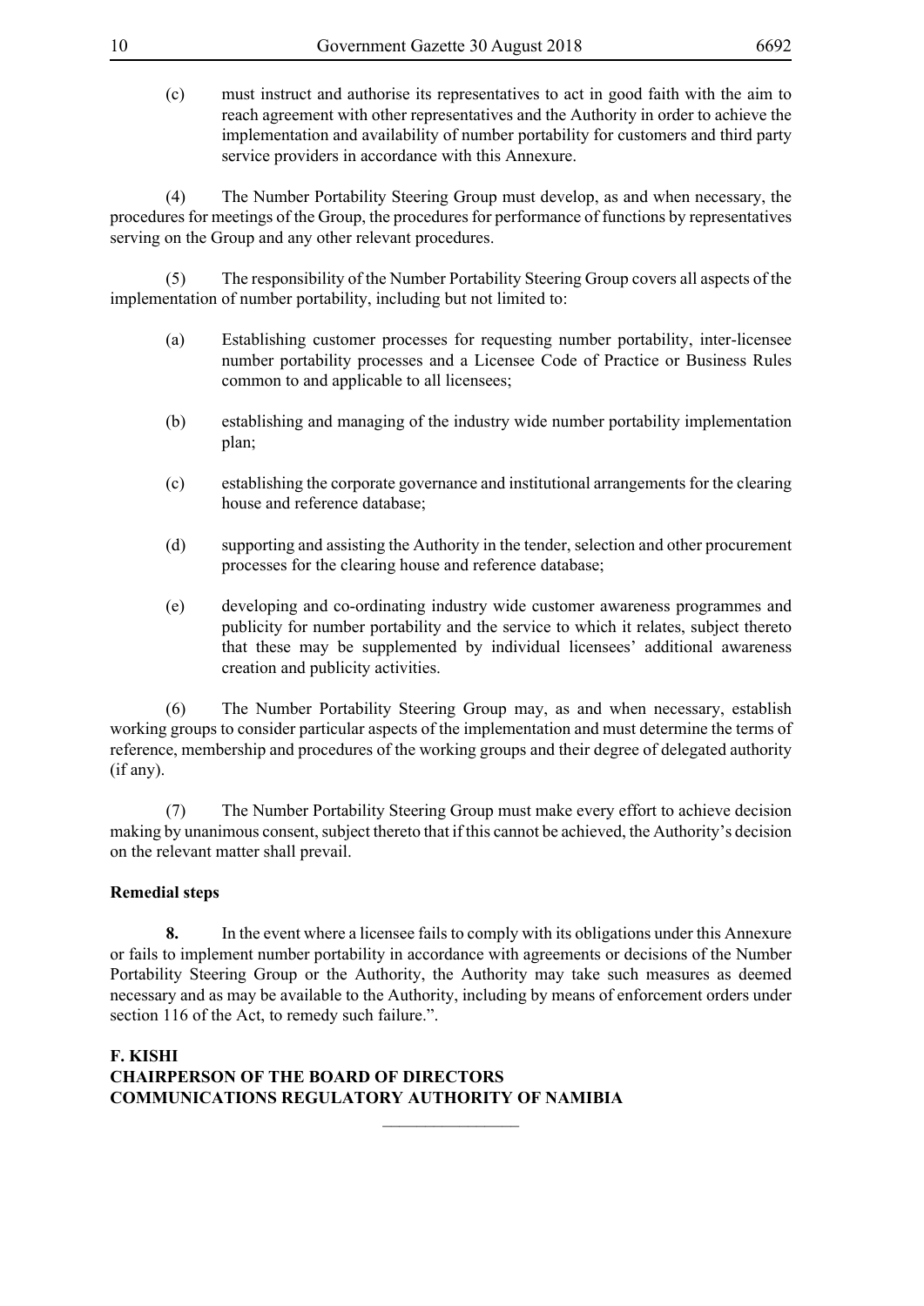(c) must instruct and authorise its representatives to act in good faith with the aim to reach agreement with other representatives and the Authority in order to achieve the implementation and availability of number portability for customers and third party service providers in accordance with this Annexure.

(4) The Number Portability Steering Group must develop, as and when necessary, the procedures for meetings of the Group, the procedures for performance of functions by representatives serving on the Group and any other relevant procedures.

(5) The responsibility of the Number Portability Steering Group covers all aspects of the implementation of number portability, including but not limited to:

(a) Establishing customer processes for requesting number portability, inter-licensee number portability processes and a Licensee Code of Practice or Business Rules common to and applicable to all licensees;

(b) establishing and managing of the industry wide number portability implementation plan;

(c) establishing the corporate governance and institutional arrangements for the clearing house and reference database;

(d) supporting and assisting the Authority in the tender, selection and other procurement processes for the clearing house and reference database;

(e) developing and co-ordinating industry wide customer awareness programmes and publicity for number portability and the service to which it relates, subject thereto that these may be supplemented by individual licensees' additional awareness creation and publicity activities.

(6) The Number Portability Steering Group may, as and when necessary, establish working groups to consider particular aspects of the implementation and must determine the terms of reference, membership and procedures of the working groups and their degree of delegated authority (if any).

(7) The Number Portability Steering Group must make every effort to achieve decision making by unanimous consent, subject thereto that if this cannot be achieved, the Authority's decision on the relevant matter shall prevail.

**Remedial steps**

**8.** In the event where a licensee fails to comply with its obligations under this Annexure or fails to implement number portability in accordance with agreements or decisions of the Number Portability Steering Group or the Authority, the Authority may take such measures as deemed necessary and as may be available to the Authority, including by means of enforcement orders under section 116 of the Act, to remedy such failure.".

**F. KISHI**
**CHAIRPERSON OF THE BOARD OF DIRECTORS**
**COMMUNICATIONS REGULATORY AUTHORITY OF NAMIBIA**